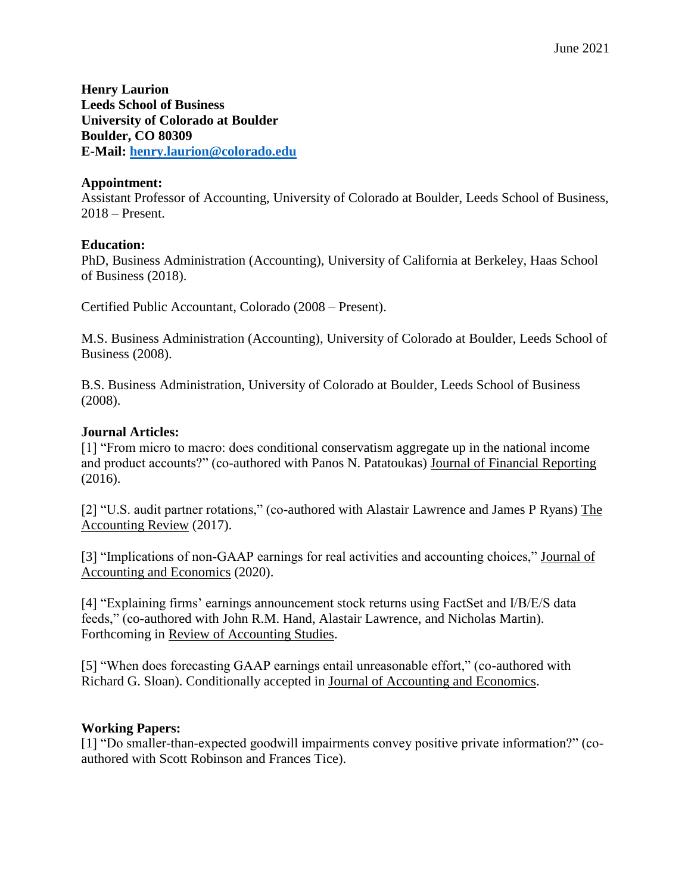June 2021

**Henry Laurion**
**Leeds School of Business**
**University of Colorado at Boulder**
**Boulder, CO 80309**
**E-Mail: henry.laurion@colorado.edu**

**Appointment:**
Assistant Professor of Accounting, University of Colorado at Boulder, Leeds School of Business, 2018 – Present.

**Education:**
PhD, Business Administration (Accounting), University of California at Berkeley, Haas School of Business (2018).

Certified Public Accountant, Colorado (2008 – Present).

M.S. Business Administration (Accounting), University of Colorado at Boulder, Leeds School of Business (2008).

B.S. Business Administration, University of Colorado at Boulder, Leeds School of Business (2008).

**Journal Articles:**
[1] "From micro to macro: does conditional conservatism aggregate up in the national income and product accounts?" (co-authored with Panos N. Patatoukas) Journal of Financial Reporting (2016).

[2] "U.S. audit partner rotations," (co-authored with Alastair Lawrence and James P Ryans) The Accounting Review (2017).

[3] "Implications of non-GAAP earnings for real activities and accounting choices," Journal of Accounting and Economics (2020).

[4] "Explaining firms' earnings announcement stock returns using FactSet and I/B/E/S data feeds," (co-authored with John R.M. Hand, Alastair Lawrence, and Nicholas Martin). Forthcoming in Review of Accounting Studies.

[5] "When does forecasting GAAP earnings entail unreasonable effort," (co-authored with Richard G. Sloan). Conditionally accepted in Journal of Accounting and Economics.

**Working Papers:**
[1] "Do smaller-than-expected goodwill impairments convey positive private information?" (co-authored with Scott Robinson and Frances Tice).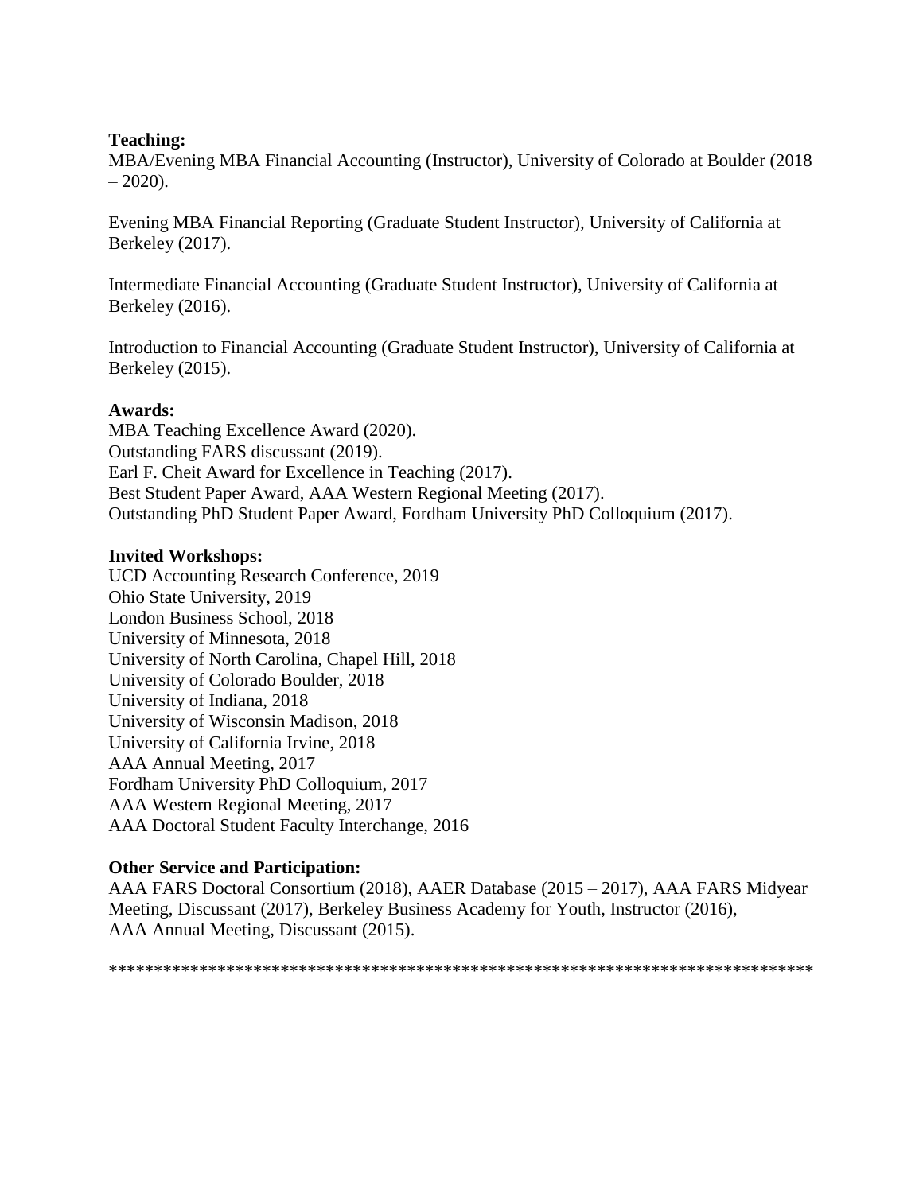**Teaching:**

MBA/Evening MBA Financial Accounting (Instructor), University of Colorado at Boulder (2018 – 2020).

Evening MBA Financial Reporting (Graduate Student Instructor), University of California at Berkeley (2017).

Intermediate Financial Accounting (Graduate Student Instructor), University of California at Berkeley (2016).

Introduction to Financial Accounting (Graduate Student Instructor), University of California at Berkeley (2015).

**Awards:**

MBA Teaching Excellence Award (2020).
Outstanding FARS discussant (2019).
Earl F. Cheit Award for Excellence in Teaching (2017).
Best Student Paper Award, AAA Western Regional Meeting (2017).
Outstanding PhD Student Paper Award, Fordham University PhD Colloquium (2017).

**Invited Workshops:**

UCD Accounting Research Conference, 2019
Ohio State University, 2019
London Business School, 2018
University of Minnesota, 2018
University of North Carolina, Chapel Hill, 2018
University of Colorado Boulder, 2018
University of Indiana, 2018
University of Wisconsin Madison, 2018
University of California Irvine, 2018
AAA Annual Meeting, 2017
Fordham University PhD Colloquium, 2017
AAA Western Regional Meeting, 2017
AAA Doctoral Student Faculty Interchange, 2016

**Other Service and Participation:**

AAA FARS Doctoral Consortium (2018), AAER Database (2015 – 2017), AAA FARS Midyear Meeting, Discussant (2017), Berkeley Business Academy for Youth, Instructor (2016), AAA Annual Meeting, Discussant (2015).

******************************************************************************